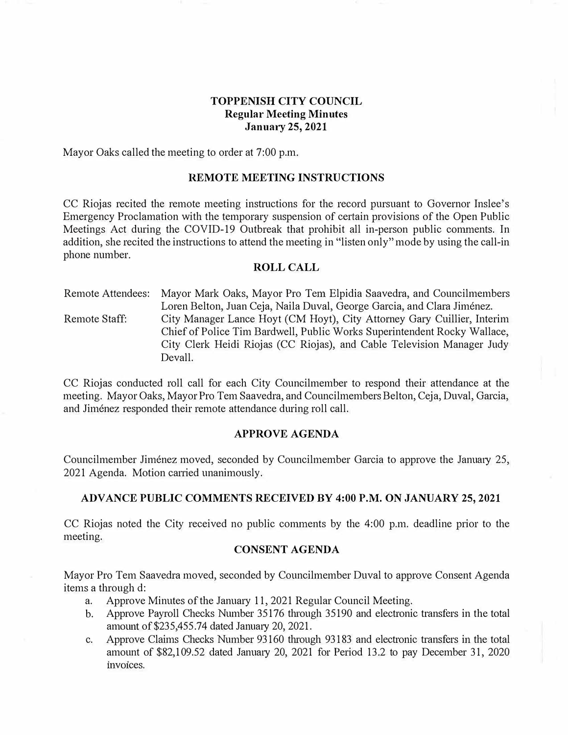# TOPPENISH CITY COUNCIL
## Regular Meeting Minutes
## January 25, 2021

Mayor Oaks called the meeting to order at 7:00 p.m.

## REMOTE MEETING INSTRUCTIONS

CC Riojas recited the remote meeting instructions for the record pursuant to Governor Inslee's Emergency Proclamation with the temporary suspension of certain provisions of the Open Public Meetings Act during the COVID-19 Outbreak that prohibit all in-person public comments. In addition, she recited the instructions to attend the meeting in "listen only" mode by using the call-in phone number.

## ROLL CALL

Remote Attendees: Mayor Mark Oaks, Mayor Pro Tem Elpidia Saavedra, and Councilmembers Loren Belton, Juan Ceja, Naila Duval, George Garcia, and Clara Jiménez.

Remote Staff: City Manager Lance Hoyt (CM Hoyt), City Attorney Gary Cuillier, Interim Chief of Police Tim Bardwell, Public Works Superintendent Rocky Wallace, City Clerk Heidi Riojas (CC Riojas), and Cable Television Manager Judy Devall.

CC Riojas conducted roll call for each City Councilmember to respond their attendance at the meeting. Mayor Oaks, Mayor Pro Tem Saavedra, and Councilmembers Belton, Ceja, Duval, Garcia, and Jiménez responded their remote attendance during roll call.

## APPROVE AGENDA

Councilmember Jiménez moved, seconded by Councilmember Garcia to approve the January 25, 2021 Agenda. Motion carried unanimously.

## ADVANCE PUBLIC COMMENTS RECEIVED BY 4:00 P.M. ON JANUARY 25, 2021

CC Riojas noted the City received no public comments by the 4:00 p.m. deadline prior to the meeting.

## CONSENT AGENDA

Mayor Pro Tem Saavedra moved, seconded by Councilmember Duval to approve Consent Agenda items a through d:

a. Approve Minutes of the January 11, 2021 Regular Council Meeting.
b. Approve Payroll Checks Number 35176 through 35190 and electronic transfers in the total amount of $235,455.74 dated January 20, 2021.
c. Approve Claims Checks Number 93160 through 93183 and electronic transfers in the total amount of $82,109.52 dated January 20, 2021 for Period 13.2 to pay December 31, 2020 invoices.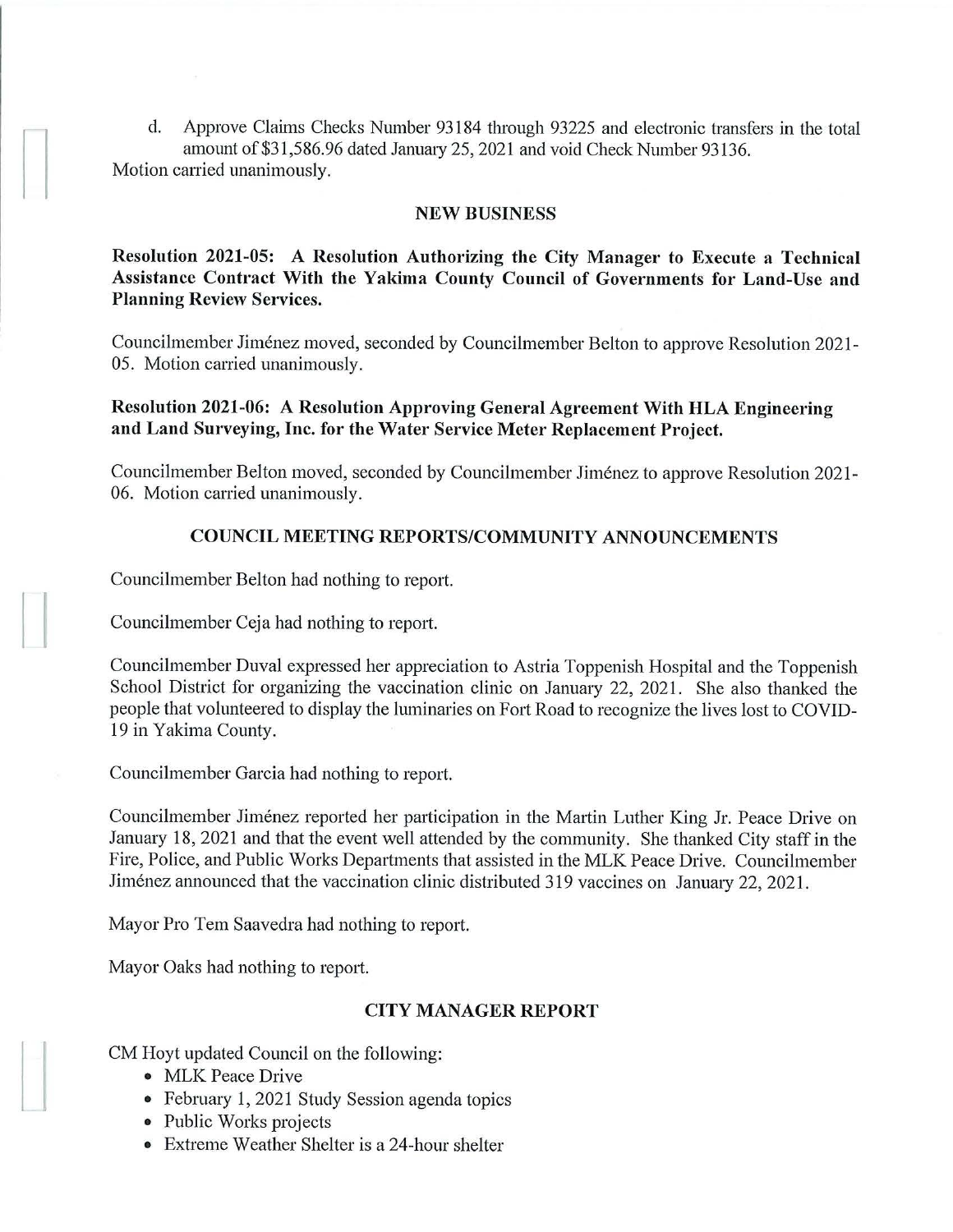d. Approve Claims Checks Number 93184 through 93225 and electronic transfers in the total amount of $31,586.96 dated January 25, 2021 and void Check Number 93136.

Motion carried unanimously.

## NEW BUSINESS

**Resolution 2021-05: A Resolution Authorizing the City Manager to Execute a Technical Assistance Contract With the Yakima County Council of Governments for Land-Use and Planning Review Services.**

Councilmember Jiménez moved, seconded by Councilmember Belton to approve Resolution 2021-05. Motion carried unanimously.

**Resolution 2021-06: A Resolution Approving General Agreement With HLA Engineering and Land Surveying, Inc. for the Water Service Meter Replacement Project.**

Councilmember Belton moved, seconded by Councilmember Jiménez to approve Resolution 2021-06. Motion carried unanimously.

## COUNCIL MEETING REPORTS/COMMUNITY ANNOUNCEMENTS

Councilmember Belton had nothing to report.

Councilmember Ceja had nothing to report.

Councilmember Duval expressed her appreciation to Astria Toppenish Hospital and the Toppenish School District for organizing the vaccination clinic on January 22, 2021. She also thanked the people that volunteered to display the luminaries on Fort Road to recognize the lives lost to COVID-19 in Yakima County.

Councilmember Garcia had nothing to report.

Councilmember Jiménez reported her participation in the Martin Luther King Jr. Peace Drive on January 18, 2021 and that the event well attended by the community. She thanked City staff in the Fire, Police, and Public Works Departments that assisted in the MLK Peace Drive. Councilmember Jiménez announced that the vaccination clinic distributed 319 vaccines on January 22, 2021.

Mayor Pro Tem Saavedra had nothing to report.

Mayor Oaks had nothing to report.

## CITY MANAGER REPORT

CM Hoyt updated Council on the following:

- MLK Peace Drive
- February 1, 2021 Study Session agenda topics
- Public Works projects
- Extreme Weather Shelter is a 24-hour shelter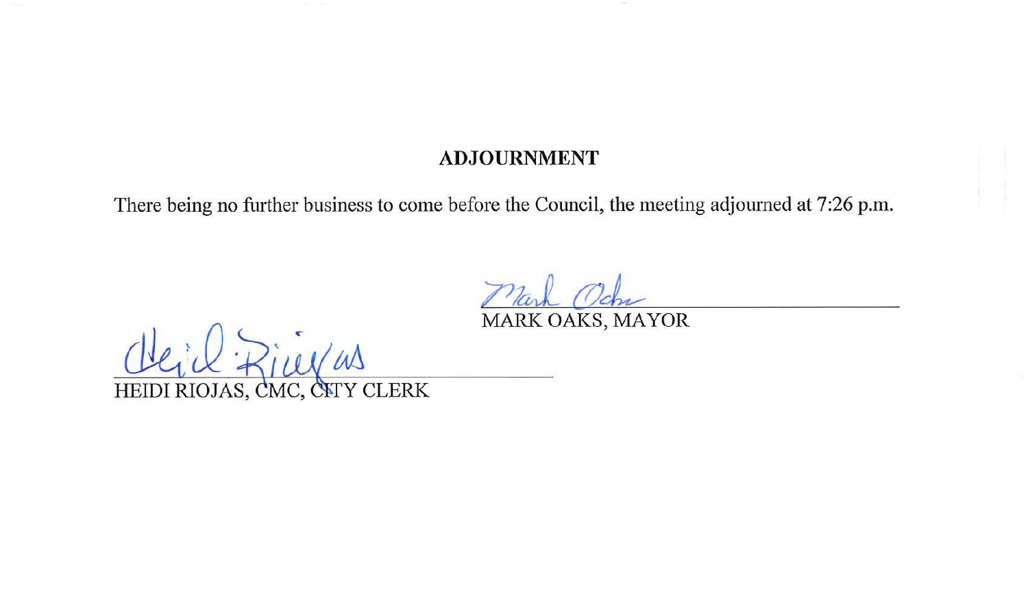## ADJOURNMENT

There being no further business to come before the Council, the meeting adjourned at 7:26 p.m.

MARK OAKS, MAYOR

HEIDI RIOJAS, CMC, CITY CLERK